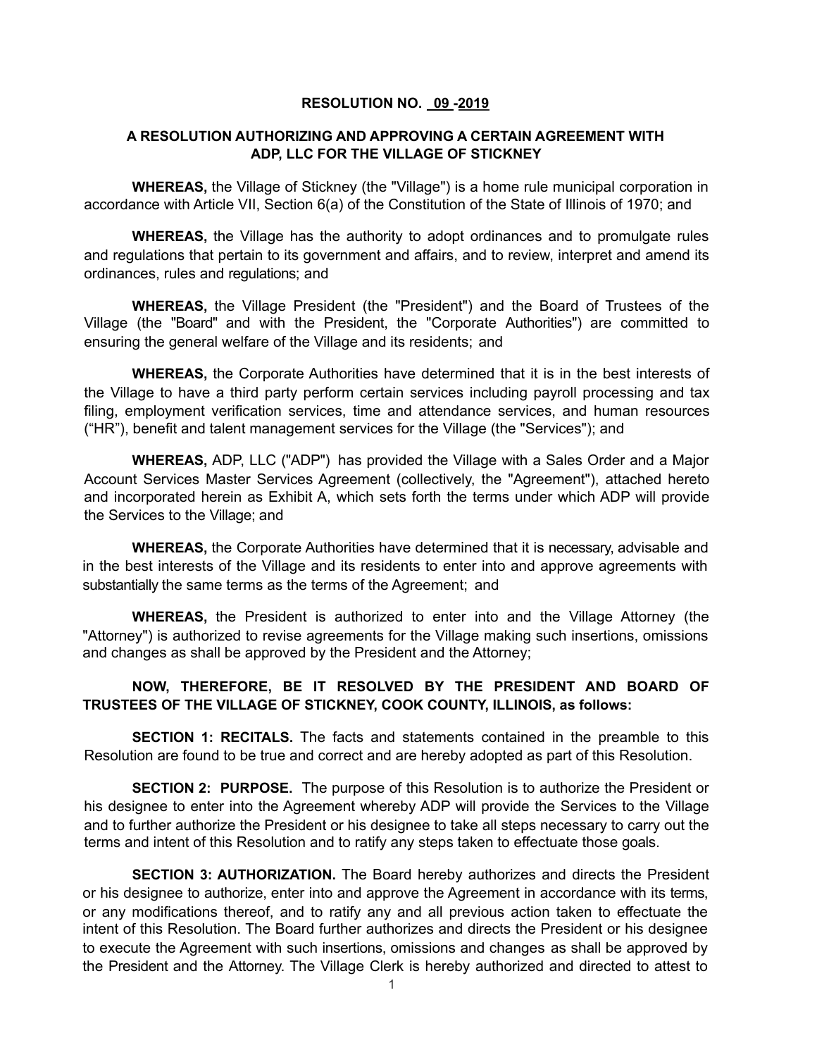**RESOLUTION NO. 09 -2019**

**A RESOLUTION AUTHORIZING AND APPROVING A CERTAIN AGREEMENT WITH ADP, LLC FOR THE VILLAGE OF STICKNEY**

**WHEREAS,** the Village of Stickney (the "Village") is a home rule municipal corporation in accordance with Article VII, Section 6(a) of the Constitution of the State of Illinois of 1970; and

**WHEREAS,** the Village has the authority to adopt ordinances and to promulgate rules and regulations that pertain to its government and affairs, and to review, interpret and amend its ordinances, rules and regulations; and

**WHEREAS,** the Village President (the "President") and the Board of Trustees of the Village (the "Board" and with the President, the "Corporate Authorities") are committed to ensuring the general welfare of the Village and its residents; and

**WHEREAS,** the Corporate Authorities have determined that it is in the best interests of the Village to have a third party perform certain services including payroll processing and tax filing, employment verification services, time and attendance services, and human resources ("HR"), benefit and talent management services for the Village (the "Services"); and

**WHEREAS,** ADP, LLC ("ADP") has provided the Village with a Sales Order and a Major Account Services Master Services Agreement (collectively, the "Agreement"), attached hereto and incorporated herein as Exhibit A, which sets forth the terms under which ADP will provide the Services to the Village; and

**WHEREAS,** the Corporate Authorities have determined that it is necessary, advisable and in the best interests of the Village and its residents to enter into and approve agreements with substantially the same terms as the terms of the Agreement; and

**WHEREAS,** the President is authorized to enter into and the Village Attorney (the "Attorney") is authorized to revise agreements for the Village making such insertions, omissions and changes as shall be approved by the President and the Attorney;

**NOW, THEREFORE, BE IT RESOLVED BY THE PRESIDENT AND BOARD OF TRUSTEES OF THE VILLAGE OF STICKNEY, COOK COUNTY, ILLINOIS, as follows:**

**SECTION 1: RECITALS.** The facts and statements contained in the preamble to this Resolution are found to be true and correct and are hereby adopted as part of this Resolution.

**SECTION 2: PURPOSE.** The purpose of this Resolution is to authorize the President or his designee to enter into the Agreement whereby ADP will provide the Services to the Village and to further authorize the President or his designee to take all steps necessary to carry out the terms and intent of this Resolution and to ratify any steps taken to effectuate those goals.

**SECTION 3: AUTHORIZATION.** The Board hereby authorizes and directs the President or his designee to authorize, enter into and approve the Agreement in accordance with its terms, or any modifications thereof, and to ratify any and all previous action taken to effectuate the intent of this Resolution. The Board further authorizes and directs the President or his designee to execute the Agreement with such insertions, omissions and changes as shall be approved by the President and the Attorney. The Village Clerk is hereby authorized and directed to attest to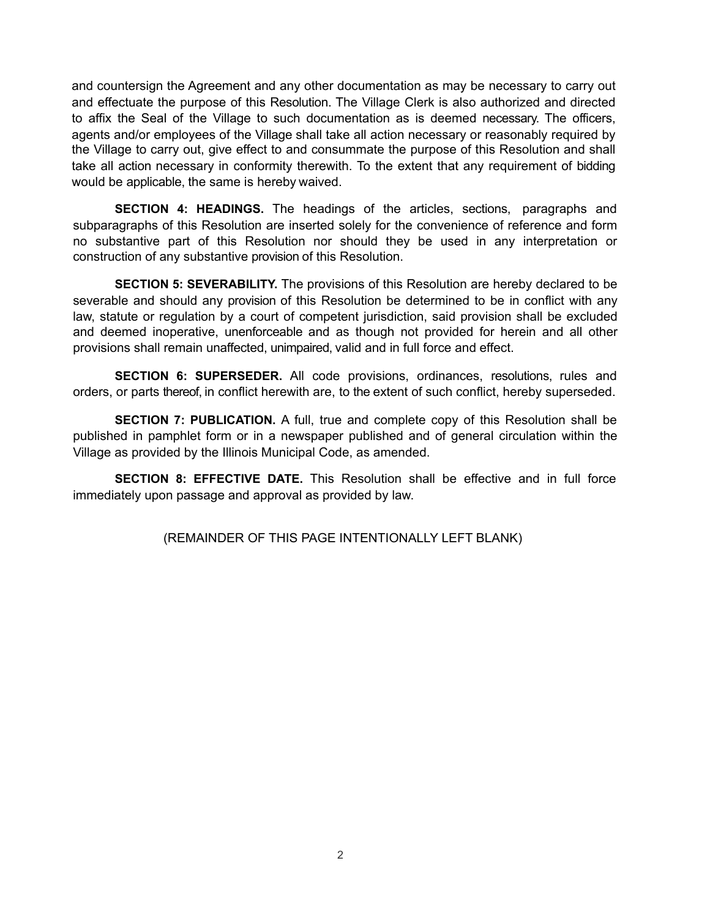and countersign the Agreement and any other documentation as may be necessary to carry out and effectuate the purpose of this Resolution. The Village Clerk is also authorized and directed to affix the Seal of the Village to such documentation as is deemed necessary. The officers, agents and/or employees of the Village shall take all action necessary or reasonably required by the Village to carry out, give effect to and consummate the purpose of this Resolution and shall take all action necessary in conformity therewith. To the extent that any requirement of bidding would be applicable, the same is hereby waived.

**SECTION 4: HEADINGS.** The headings of the articles, sections, paragraphs and subparagraphs of this Resolution are inserted solely for the convenience of reference and form no substantive part of this Resolution nor should they be used in any interpretation or construction of any substantive provision of this Resolution.

**SECTION 5: SEVERABILITY.** The provisions of this Resolution are hereby declared to be severable and should any provision of this Resolution be determined to be in conflict with any law, statute or regulation by a court of competent jurisdiction, said provision shall be excluded and deemed inoperative, unenforceable and as though not provided for herein and all other provisions shall remain unaffected, unimpaired, valid and in full force and effect.

**SECTION 6: SUPERSEDER.** All code provisions, ordinances, resolutions, rules and orders, or parts thereof, in conflict herewith are, to the extent of such conflict, hereby superseded.

**SECTION 7: PUBLICATION.** A full, true and complete copy of this Resolution shall be published in pamphlet form or in a newspaper published and of general circulation within the Village as provided by the Illinois Municipal Code, as amended.

**SECTION 8: EFFECTIVE DATE.** This Resolution shall be effective and in full force immediately upon passage and approval as provided by law.

(REMAINDER OF THIS PAGE INTENTIONALLY LEFT BLANK)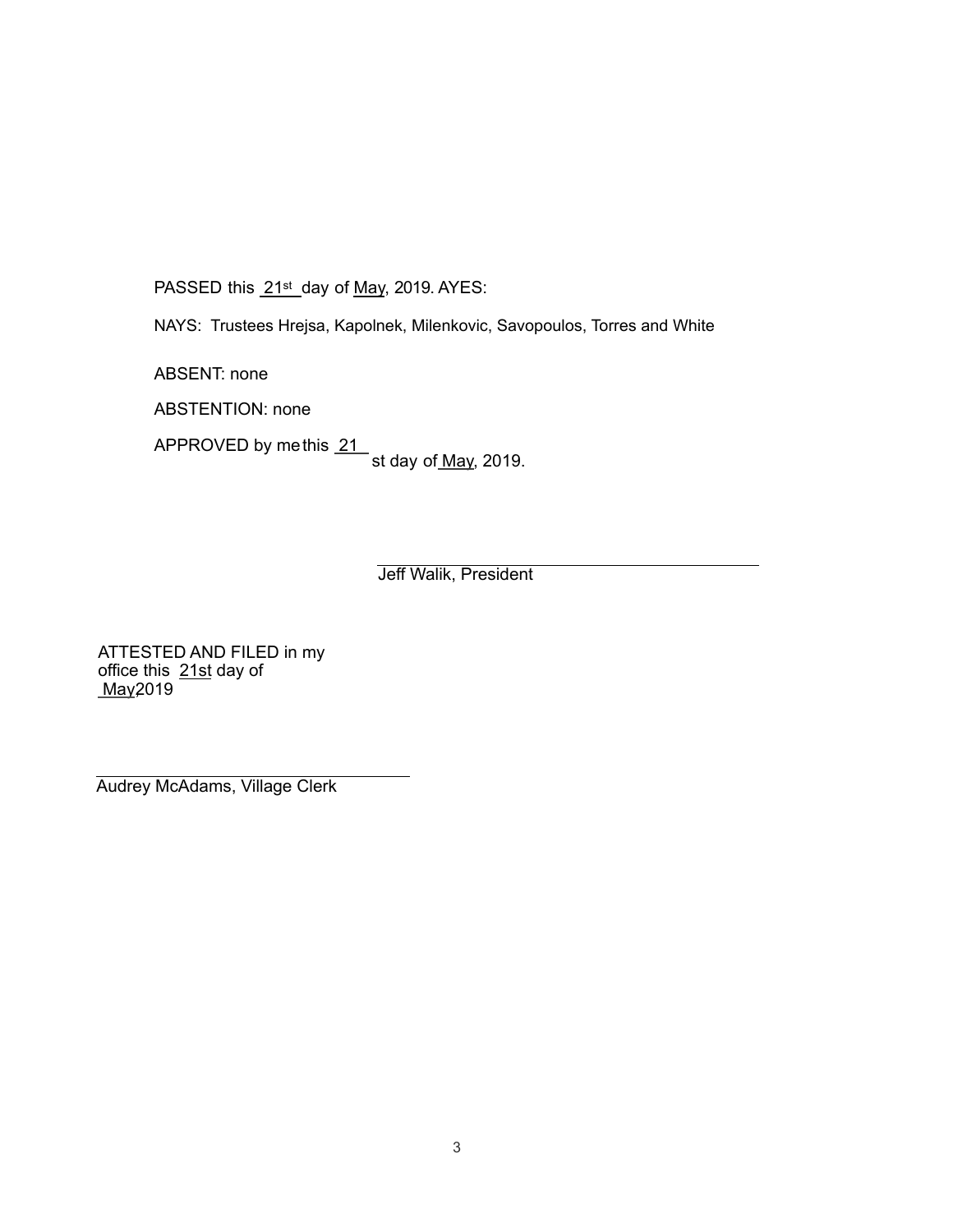PASSED this 21st day of May, 2019. AYES:

NAYS: Trustees Hrejsa, Kapolnek, Milenkovic, Savopoulos, Torres and White

ABSENT: none

ABSTENTION: none

APPROVED by me this 21st day of May, 2019.

Jeff Walik, President

ATTESTED AND FILED in my office this 21st day of May, 2019

Audrey McAdams, Village Clerk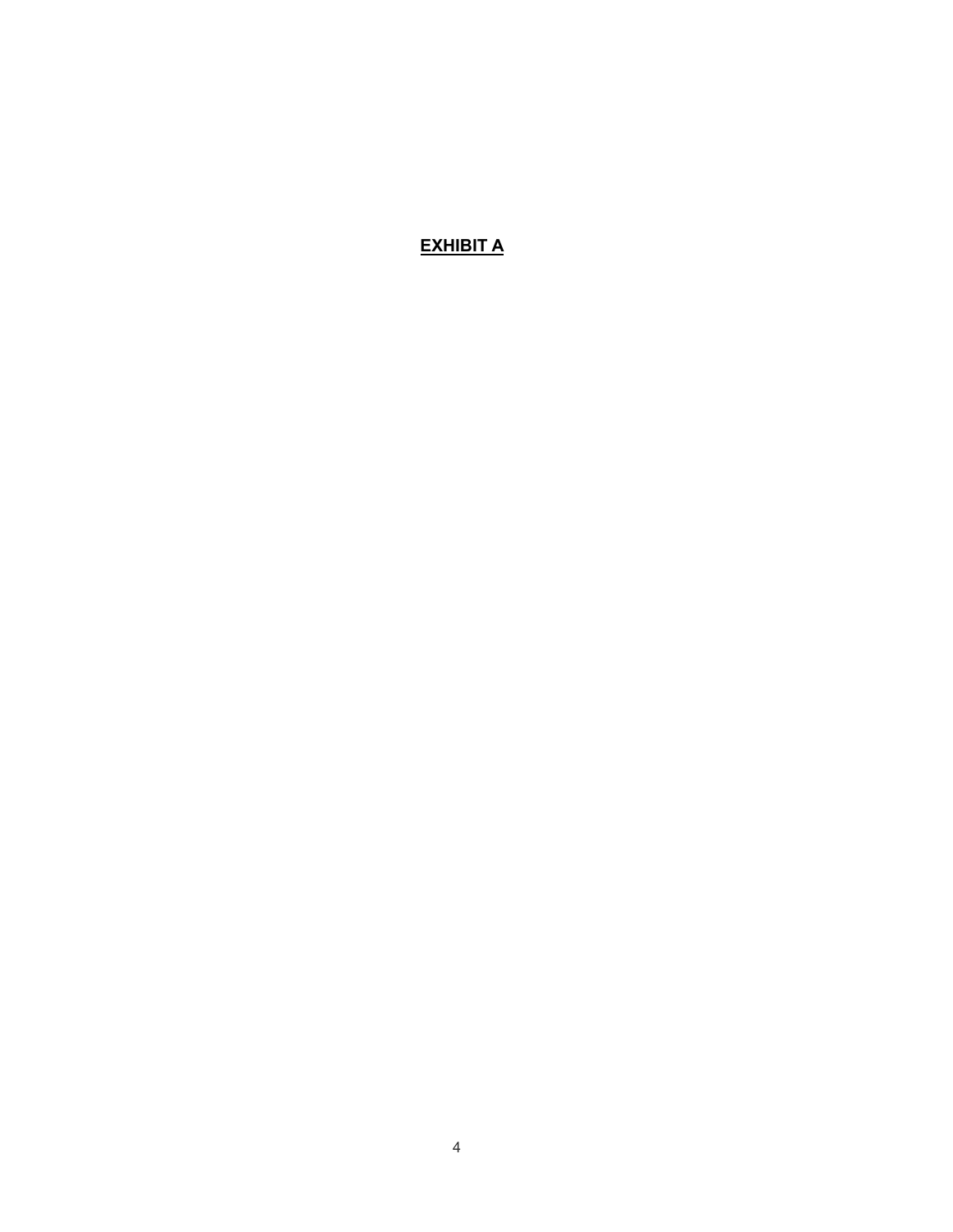**EXHIBIT A**